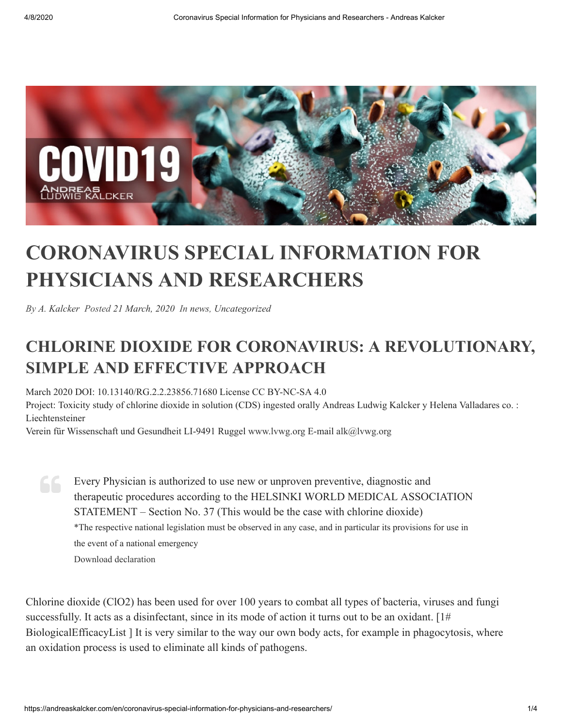# CORONAVIRUS SPECIAL INFORMATION FOR PHYSICIANS AND RESEARCHERS

*By A. Kalcker Posted 21 March, 2020 In news, Uncategorized*

## CHLORINE DIOXIDE FOR CORONAVIRUS: A REVOLUTIONARY, SIMPLE AND EFFECTIVE APPROACH

March 2020 DOI: 10.13140/RG.2.2.23856.71680 License CC BY-NC-SA 4.0
Project: Toxicity study of chlorine dioxide in solution (CDS) ingested orally Andreas Ludwig Kalcker y Helena Valladares co. : Liechtensteiner
Verein für Wissenschaft und Gesundheit LI-9491 Ruggel www.lvwg.org E-mail alk@lvwg.org

> Every Physician is authorized to use new or unproven preventive, diagnostic and therapeutic procedures according to the HELSINKI WORLD MEDICAL ASSOCIATION STATEMENT – Section No. 37 (This would be the case with chlorine dioxide)
>
> *The respective national legislation must be observed in any case, and in particular its provisions for use in the event of a national emergency
>
> Download declaration

Chlorine dioxide ($ClO_2$) has been used for over 100 years to combat all types of bacteria, viruses and fungi successfully. It acts as a disinfectant, since in its mode of action it turns out to be an oxidant. [1# BiologicalEfficacyList ] It is very similar to the way our own body acts, for example in phagocytosis, where an oxidation process is used to eliminate all kinds of pathogens.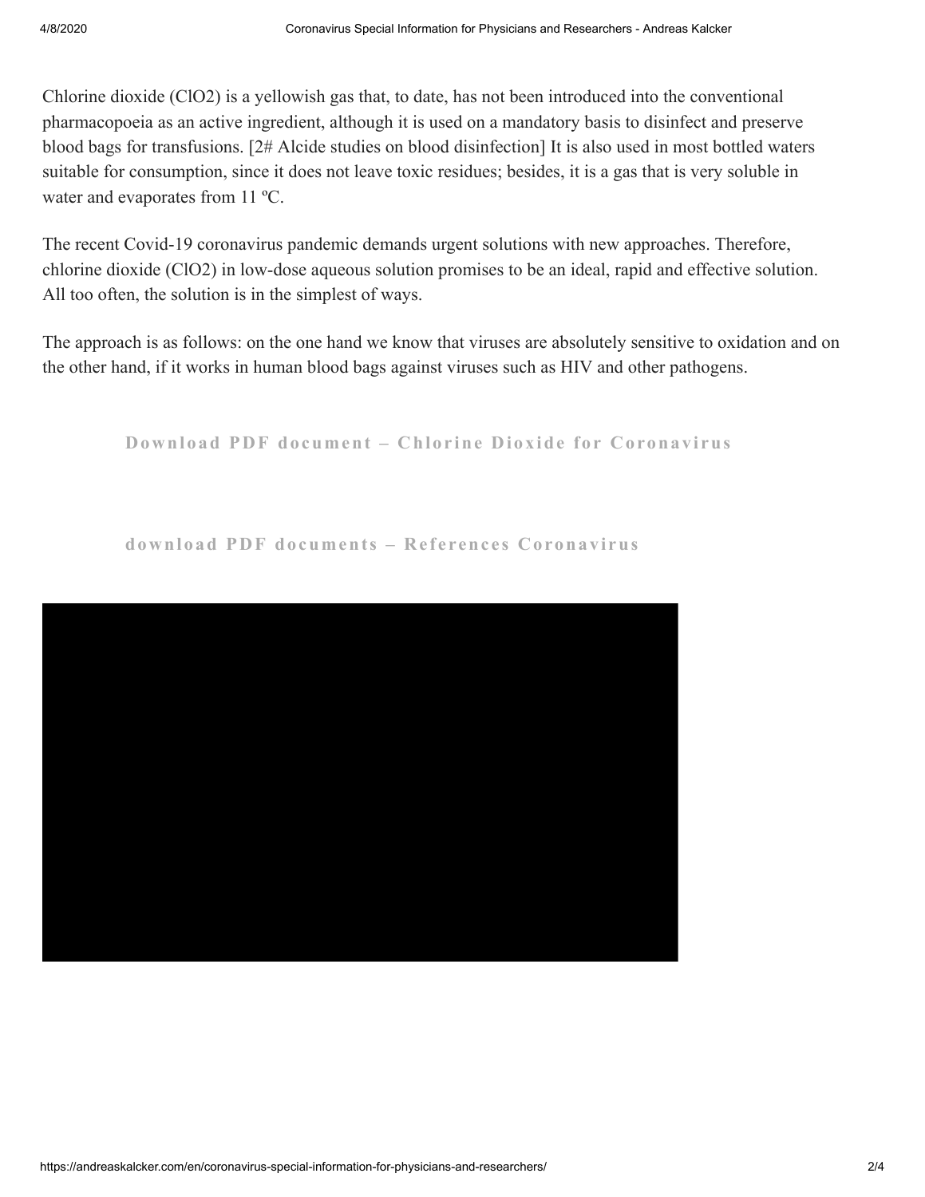Chlorine dioxide ($ClO_2$) is a yellowish gas that, to date, has not been introduced into the conventional pharmacopoeia as an active ingredient, although it is used on a mandatory basis to disinfect and preserve blood bags for transfusions. [2# Alcide studies on blood disinfection] It is also used in most bottled waters suitable for consumption, since it does not leave toxic residues; besides, it is a gas that is very soluble in water and evaporates from 11 ºC.

The recent Covid-19 coronavirus pandemic demands urgent solutions with new approaches. Therefore, chlorine dioxide ($ClO_2$) in low-dose aqueous solution promises to be an ideal, rapid and effective solution. All too often, the solution is in the simplest of ways.

The approach is as follows: on the one hand we know that viruses are absolutely sensitive to oxidation and on the other hand, if it works in human blood bags against viruses such as HIV and other pathogens.

**Download PDF document – Chlorine Dioxide for Coronavirus**

**download PDF documents – References Coronavirus**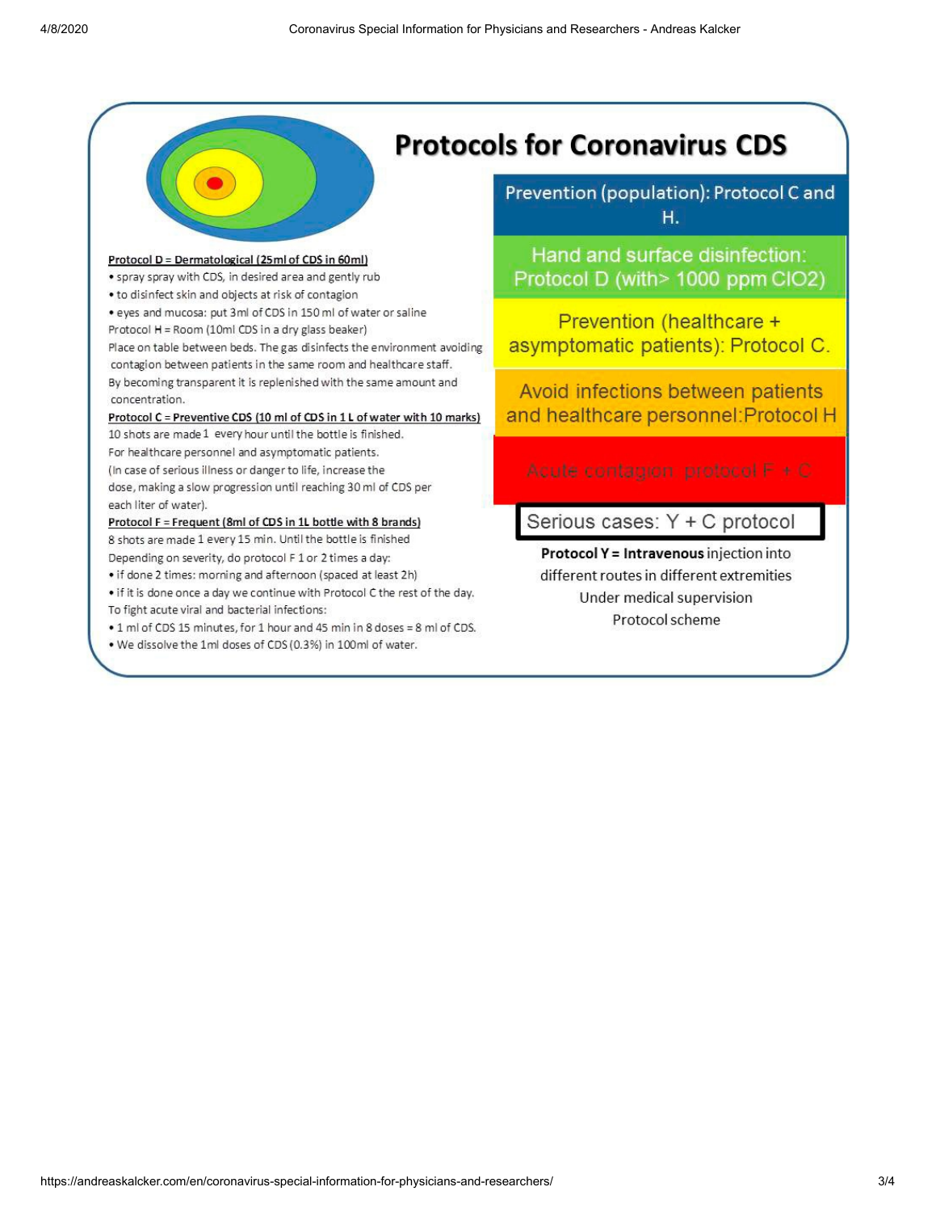# Protocols for Coronavirus CDS

**Protocol D = Dermatological (25ml of CDS in 60ml)**

- spray spray with CDS, in desired area and gently rub
- to disinfect skin and objects at risk of contagion
- eyes and mucosa: put 3ml of CDS in 150 ml of water or saline

Protocol H = Room (10ml CDS in a dry glass beaker)

Place on table between beds. The gas disinfects the environment avoiding contagion between patients in the same room and healthcare staff.

By becoming transparent it is replenished with the same amount and concentration.

**Protocol C = Preventive CDS (10 ml of CDS in 1 L of water with 10 marks)**

10 shots are made 1 every hour until the bottle is finished.

For healthcare personnel and asymptomatic patients.

(In case of serious illness or danger to life, increase the dose, making a slow progression until reaching 30 ml of CDS per each liter of water).

**Protocol F = Frequent (8ml of CDS in 1L bottle with 8 brands)**

8 shots are made 1 every 15 min. Until the bottle is finished

Depending on severity, do protocol F 1 or 2 times a day:

- if done 2 times: morning and afternoon (spaced at least 2h)
- if it is done once a day we continue with Protocol C the rest of the day.

To fight acute viral and bacterial infections:

- 1 ml of CDS 15 minutes, for 1 hour and 45 min in 8 doses = 8 ml of CDS.
- We dissolve the 1ml doses of CDS (0.3%) in 100ml of water.

Prevention (population): Protocol C and H.

Hand and surface disinfection: Protocol D (with> 1000 ppm $ClO_2$)

Prevention (healthcare + asymptomatic patients): Protocol C.

Avoid infections between patients and healthcare personnel: Protocol H

Acute contagion: protocol F + C

Serious cases: Y + C protocol

**Protocol Y = Intravenous** injection into different routes in different extremities

Under medical supervision

Protocol scheme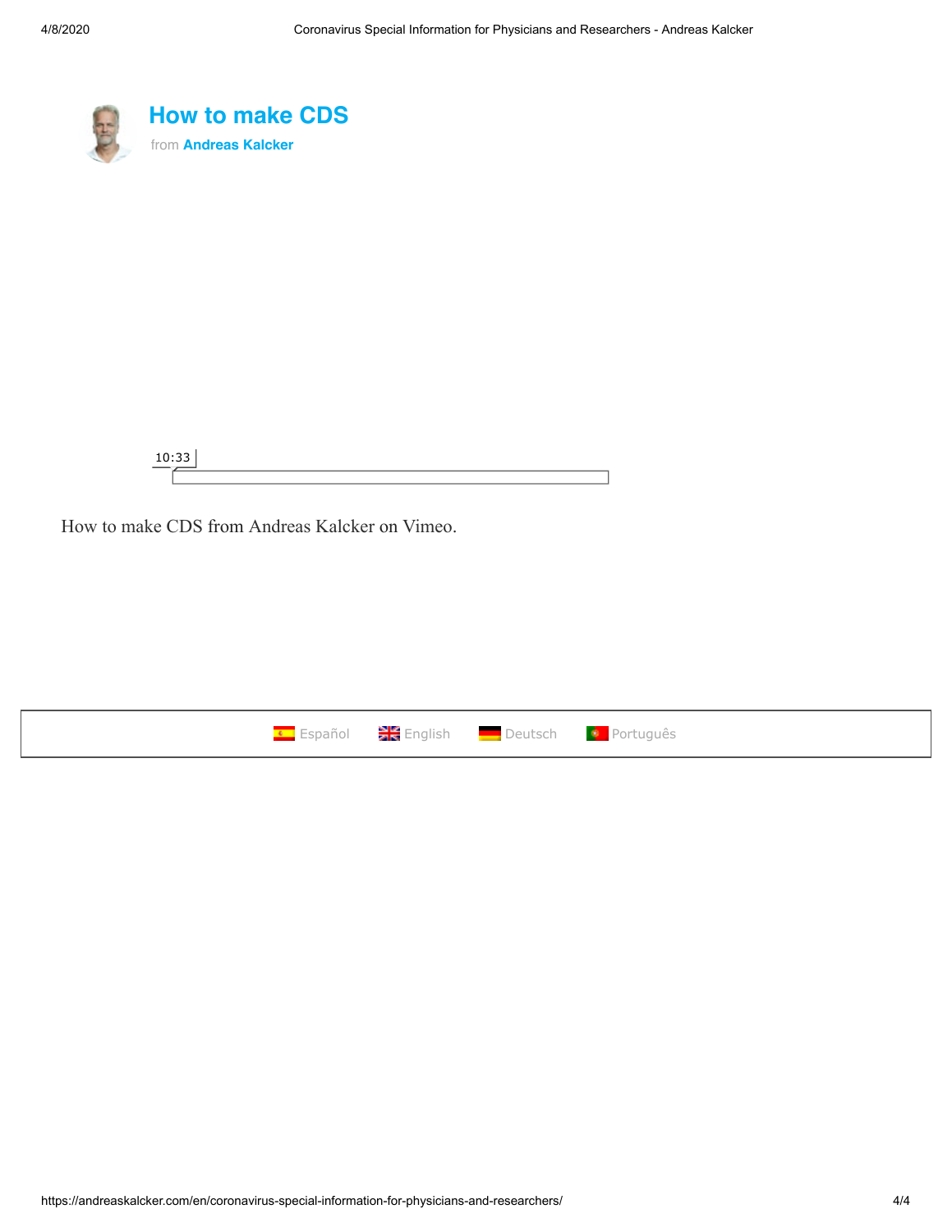## How to make CDS

from **Andreas Kalcker**

10:33

How to make CDS from Andreas Kalcker on Vimeo.

Español English Deutsch Português